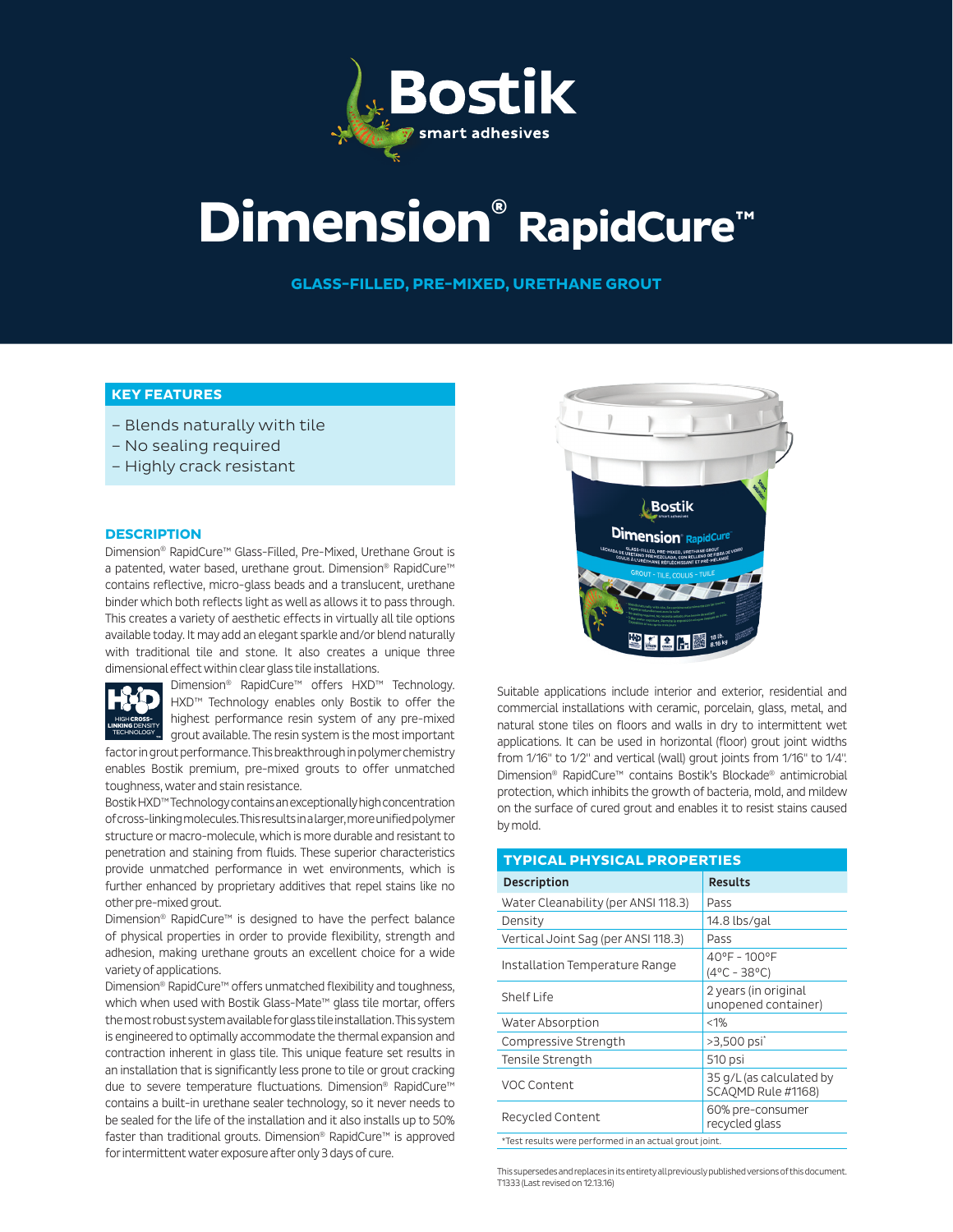# Dimension® RapidCure™

**GLASS-FILLED, PRE-MIXED, URETHANE GROUT**

## KEY FEATURES

- Blends naturally with tile
- No sealing required
- Highly crack resistant

## DESCRIPTION

Dimension® RapidCure™ Glass-Filled, Pre-Mixed, Urethane Grout is a patented, water based, urethane grout. Dimension® RapidCure™ contains reflective, micro-glass beads and a translucent, urethane binder which both reflects light as well as allows it to pass through. This creates a variety of aesthetic effects in virtually all tile options available today. It may add an elegant sparkle and/or blend naturally with traditional tile and stone. It also creates a unique three dimensional effect within clear glass tile installations.

Dimension® RapidCure™ offers HXD™ Technology. HXD™ Technology enables only Bostik to offer the highest performance resin system of any pre-mixed grout available. The resin system is the most important factor in grout performance. This breakthrough in polymer chemistry enables Bostik premium, pre-mixed grouts to offer unmatched toughness, water and stain resistance.

Bostik HXD™ Technology contains an exceptionally high concentration of cross-linking molecules. This results in a larger, more unified polymer structure or macro-molecule, which is more durable and resistant to penetration and staining from fluids. These superior characteristics provide unmatched performance in wet environments, which is further enhanced by proprietary additives that repel stains like no other pre-mixed grout.

Dimension® RapidCure™ is designed to have the perfect balance of physical properties in order to provide flexibility, strength and adhesion, making urethane grouts an excellent choice for a wide variety of applications.

Dimension® RapidCure™ offers unmatched flexibility and toughness, which when used with Bostik Glass-Mate™ glass tile mortar, offers the most robust system available for glass tile installation. This system is engineered to optimally accommodate the thermal expansion and contraction inherent in glass tile. This unique feature set results in an installation that is significantly less prone to tile or grout cracking due to severe temperature fluctuations. Dimension® RapidCure™ contains a built-in urethane sealer technology, so it never needs to be sealed for the life of the installation and it also installs up to 50% faster than traditional grouts. Dimension® RapidCure™ is approved for intermittent water exposure after only 3 days of cure.

Suitable applications include interior and exterior, residential and commercial installations with ceramic, porcelain, glass, metal, and natural stone tiles on floors and walls in dry to intermittent wet applications. It can be used in horizontal (floor) grout joint widths from 1/16" to 1/2" and vertical (wall) grout joints from 1/16" to 1/4". Dimension® RapidCure™ contains Bostik's Blockade® antimicrobial protection, which inhibits the growth of bacteria, mold, and mildew on the surface of cured grout and enables it to resist stains caused by mold.

## TYPICAL PHYSICAL PROPERTIES

| Description | Results |
|---|---|
| Water Cleanability (per ANSI 118.3) | Pass |
| Density | 14.8 lbs/gal |
| Vertical Joint Sag (per ANSI 118.3) | Pass |
| Installation Temperature Range | 40°F - 100°F (4°C - 38°C) |
| Shelf Life | 2 years (in original unopened container) |
| Water Absorption | <1% |
| Compressive Strength | >3,500 psi* |
| Tensile Strength | 510 psi |
| VOC Content | 35 g/L (as calculated by SCAQMD Rule #1168) |
| Recycled Content | 60% pre-consumer recycled glass |

*Test results were performed in an actual grout joint.

This supersedes and replaces in its entirety all previously published versions of this document.
T1333 (Last revised on 12.13.16)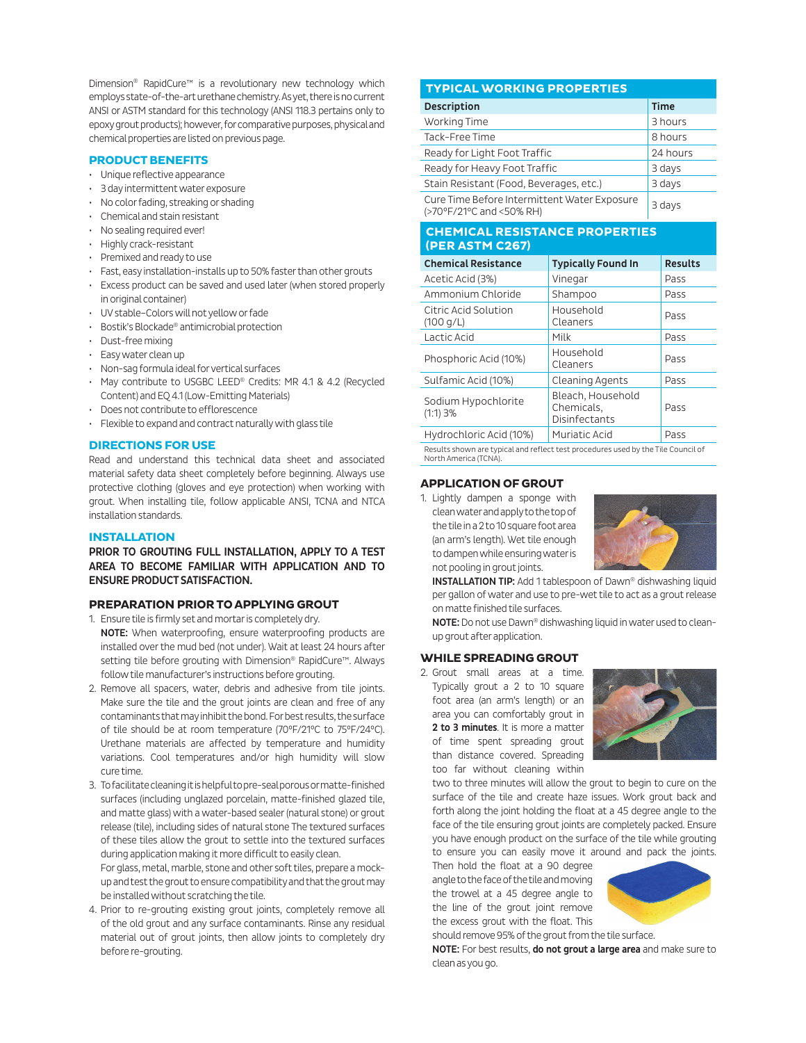Dimension® RapidCure™ is a revolutionary new technology which employs state-of-the-art urethane chemistry. As yet, there is no current ANSI or ASTM standard for this technology (ANSI 118.3 pertains only to epoxy grout products); however, for comparative purposes, physical and chemical properties are listed on previous page.

## PRODUCT BENEFITS

- Unique reflective appearance
- 3 day intermittent water exposure
- No color fading, streaking or shading
- Chemical and stain resistant
- No sealing required ever!
- Highly crack-resistant
- Premixed and ready to use
- Fast, easy installation-installs up to 50% faster than other grouts
- Excess product can be saved and used later (when stored properly in original container)
- UV stable–Colors will not yellow or fade
- Bostik's Blockade® antimicrobial protection
- Dust-free mixing
- Easy water clean up
- Non-sag formula ideal for vertical surfaces
- May contribute to USGBC LEED® Credits: MR 4.1 & 4.2 (Recycled Content) and EQ 4.1 (Low-Emitting Materials)
- Does not contribute to efflorescence
- Flexible to expand and contract naturally with glass tile

## DIRECTIONS FOR USE

Read and understand this technical data sheet and associated material safety data sheet completely before beginning. Always use protective clothing (gloves and eye protection) when working with grout. When installing tile, follow applicable ANSI, TCNA and NTCA installation standards.

## INSTALLATION

**PRIOR TO GROUTING FULL INSTALLATION, APPLY TO A TEST AREA TO BECOME FAMILIAR WITH APPLICATION AND TO ENSURE PRODUCT SATISFACTION.**

### PREPARATION PRIOR TO APPLYING GROUT

1. Ensure tile is firmly set and mortar is completely dry.
   **NOTE:** When waterproofing, ensure waterproofing products are installed over the mud bed (not under). Wait at least 24 hours after setting tile before grouting with Dimension® RapidCure™. Always follow tile manufacturer's instructions before grouting.
2. Remove all spacers, water, debris and adhesive from tile joints. Make sure the tile and the grout joints are clean and free of any contaminants that may inhibit the bond. For best results, the surface of tile should be at room temperature (70°F/21°C to 75°F/24°C). Urethane materials are affected by temperature and humidity variations. Cool temperatures and/or high humidity will slow cure time.
3. To facilitate cleaning it is helpful to pre-seal porous or matte-finished surfaces (including unglazed porcelain, matte-finished glazed tile, and matte glass) with a water-based sealer (natural stone) or grout release (tile), including sides of natural stone The textured surfaces of these tiles allow the grout to settle into the textured surfaces during application making it more difficult to easily clean.
   For glass, metal, marble, stone and other soft tiles, prepare a mock-up and test the grout to ensure compatibility and that the grout may be installed without scratching the tile.
4. Prior to re-grouting existing grout joints, completely remove all of the old grout and any surface contaminants. Rinse any residual material out of grout joints, then allow joints to completely dry before re-grouting.

## TYPICAL WORKING PROPERTIES

| Description | Time |
|---|---|
| Working Time | 3 hours |
| Tack-Free Time | 8 hours |
| Ready for Light Foot Traffic | 24 hours |
| Ready for Heavy Foot Traffic | 3 days |
| Stain Resistant (Food, Beverages, etc.) | 3 days |
| Cure Time Before Intermittent Water Exposure (>70°F/21°C and <50% RH) | 3 days |

## CHEMICAL RESISTANCE PROPERTIES (PER ASTM C267)

| Chemical Resistance | Typically Found In | Results |
|---|---|---|
| Acetic Acid (3%) | Vinegar | Pass |
| Ammonium Chloride | Shampoo | Pass |
| Citric Acid Solution (100 g/L) | Household Cleaners | Pass |
| Lactic Acid | Milk | Pass |
| Phosphoric Acid (10%) | Household Cleaners | Pass |
| Sulfamic Acid (10%) | Cleaning Agents | Pass |
| Sodium Hypochlorite (1:1) 3% | Bleach, Household Chemicals, Disinfectants | Pass |
| Hydrochloric Acid (10%) | Muriatic Acid | Pass |

Results shown are typical and reflect test procedures used by the Tile Council of North America (TCNA).

### APPLICATION OF GROUT

1. Lightly dampen a sponge with clean water and apply to the top of the tile in a 2 to 10 square foot area (an arm's length). Wet tile enough to dampen while ensuring water is not pooling in grout joints.
   **INSTALLATION TIP:** Add 1 tablespoon of Dawn® dishwashing liquid per gallon of water and use to pre-wet tile to act as a grout release on matte finished tile surfaces.
   **NOTE:** Do not use Dawn® dishwashing liquid in water used to clean-up grout after application.

### WHILE SPREADING GROUT

2. Grout small areas at a time. Typically grout a 2 to 10 square foot area (an arm's length) or an area you can comfortably grout in **2 to 3 minutes**. It is more a matter of time spent spreading grout than distance covered. Spreading too far without cleaning within two to three minutes will allow the grout to begin to cure on the surface of the tile and create haze issues. Work grout back and forth along the joint holding the float at a 45 degree angle to the face of the tile ensuring grout joints are completely packed. Ensure you have enough product on the surface of the tile while grouting to ensure you can easily move it around and pack the joints. Then hold the float at a 90 degree angle to the face of the tile and moving the trowel at a 45 degree angle to the line of the grout joint remove the excess grout with the float. This should remove 95% of the grout from the tile surface.
   **NOTE:** For best results, **do not grout a large area** and make sure to clean as you go.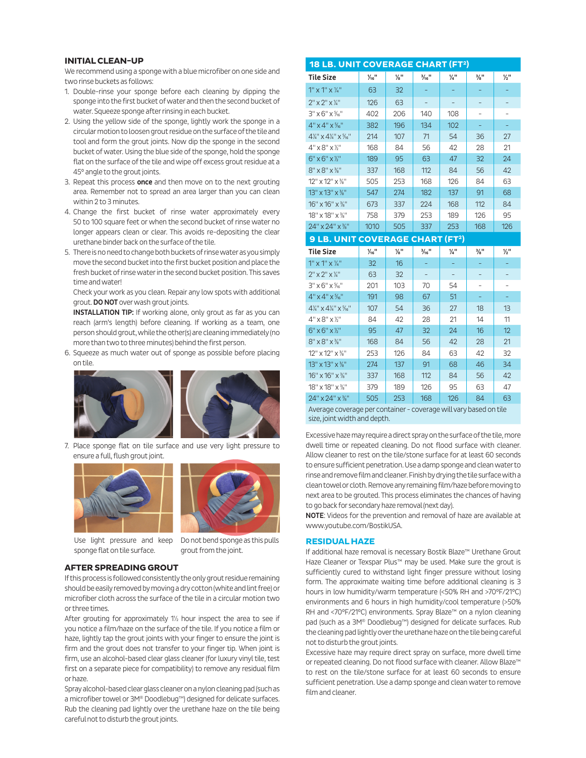### INITIAL CLEAN-UP

We recommend using a sponge with a blue microfiber on one side and two rinse buckets as follows:

1. Double-rinse your sponge before each cleaning by dipping the sponge into the first bucket of water and then the second bucket of water. Squeeze sponge after rinsing in each bucket.
2. Using the yellow side of the sponge, lightly work the sponge in a circular motion to loosen grout residue on the surface of the tile and tool and form the grout joints. Now dip the sponge in the second bucket of water. Using the blue side of the sponge, hold the sponge flat on the surface of the tile and wipe off excess grout residue at a 45° angle to the grout joints.
3. Repeat this process **once** and then move on to the next grouting area. Remember not to spread an area larger than you can clean within 2 to 3 minutes.
4. Change the first bucket of rinse water approximately every 50 to 100 square feet or when the second bucket of rinse water no longer appears clean or clear. This avoids re-depositing the clear urethane binder back on the surface of the tile.
5. There is no need to change both buckets of rinse water as you simply move the second bucket into the first bucket position and place the fresh bucket of rinse water in the second bucket position. This saves time and water!

   Check your work as you clean. Repair any low spots with additional grout. **DO NOT** over wash grout joints.

   **INSTALLATION TIP:** If working alone, only grout as far as you can reach (arm's length) before cleaning. If working as a team, one person should grout, while the other(s) are cleaning immediately (no more than two to three minutes) behind the first person.
6. Squeeze as much water out of sponge as possible before placing on tile.
7. Place sponge flat on tile surface and use very light pressure to ensure a full, flush grout joint.

Use light pressure and keep sponge flat on tile surface.

Do not bend sponge as this pulls grout from the joint.

### AFTER SPREADING GROUT

If this process is followed consistently the only grout residue remaining should be easily removed by moving a dry cotton (white and lint free) or microfiber cloth across the surface of the tile in a circular motion two or three times.

After grouting for approximately 1½ hour inspect the area to see if you notice a film/haze on the surface of the tile. If you notice a film or haze, lightly tap the grout joints with your finger to ensure the joint is firm and the grout does not transfer to your finger tip. When joint is firm, use an alcohol-based clear glass cleaner (for luxury vinyl tile, test first on a separate piece for compatibility) to remove any residual film or haze.

Spray alcohol-based clear glass cleaner on a nylon cleaning pad (such as a microfiber towel or 3M® Doodlebug™) designed for delicate surfaces. Rub the cleaning pad lightly over the urethane haze on the tile being careful not to disturb the grout joints.

### 18 LB. UNIT COVERAGE CHART (FT²)

| Tile Size | 1/16" | 1/8" | 3/16" | 1/4" | 3/8" | 1/2" |
|---|---|---|---|---|---|---|
| 1" x 1" x 1/4" | 63 | 32 | - | - | - | - |
| 2" x 2" x 1/4" | 126 | 63 | - | - | - | - |
| 3" x 6" x 5/16" | 402 | 206 | 140 | 108 | - | - |
| 4" x 4" x 5/16" | 382 | 196 | 134 | 102 | - | - |
| 4¼" x 4¼" x 5/16" | 214 | 107 | 71 | 54 | 36 | 27 |
| 4" x 8" x 1/2" | 168 | 84 | 56 | 42 | 28 | 21 |
| 6" x 6" x 1/2" | 189 | 95 | 63 | 47 | 32 | 24 |
| 8" x 8" x 3/8" | 337 | 168 | 112 | 84 | 56 | 42 |
| 12" x 12" x 3/8" | 505 | 253 | 168 | 126 | 84 | 63 |
| 13" x 13" x 3/8" | 547 | 274 | 182 | 137 | 91 | 68 |
| 16" x 16" x 3/8" | 673 | 337 | 224 | 168 | 112 | 84 |
| 18" x 18" x 3/8" | 758 | 379 | 253 | 189 | 126 | 95 |
| 24" x 24" x 3/8" | 1010 | 505 | 337 | 253 | 168 | 126 |

### 9 LB. UNIT COVERAGE CHART (FT²)

| Tile Size | 1/16" | 1/8" | 3/16" | 1/4" | 3/8" | 1/2" |
|---|---|---|---|---|---|---|
| 1" x 1" x 1/4" | 32 | 16 | - | - | - | - |
| 2" x 2" x 1/4" | 63 | 32 | - | - | - | - |
| 3" x 6" x 5/16" | 201 | 103 | 70 | 54 | - | - |
| 4" x 4" x 5/16" | 191 | 98 | 67 | 51 | - | - |
| 4¼" x 4¼" x 5/16" | 107 | 54 | 36 | 27 | 18 | 13 |
| 4" x 8" x 1/2" | 84 | 42 | 28 | 21 | 14 | 11 |
| 6" x 6" x 1/2" | 95 | 47 | 32 | 24 | 16 | 12 |
| 8" x 8" x 3/8" | 168 | 84 | 56 | 42 | 28 | 21 |
| 12" x 12" x 3/8" | 253 | 126 | 84 | 63 | 42 | 32 |
| 13" x 13" x 3/8" | 274 | 137 | 91 | 68 | 46 | 34 |
| 16" x 16" x 3/8" | 337 | 168 | 112 | 84 | 56 | 42 |
| 18" x 18" x 3/8" | 379 | 189 | 126 | 95 | 63 | 47 |
| 24" x 24" x 3/8" | 505 | 253 | 168 | 126 | 84 | 63 |

Average coverage per container - coverage will vary based on tile size, joint width and depth.

Excessive haze may require a direct spray on the surface of the tile, more dwell time or repeated cleaning. Do not flood surface with cleaner. Allow cleaner to rest on the tile/stone surface for at least 60 seconds to ensure sufficient penetration. Use a damp sponge and clean water to rinse and remove film and cleaner. Finish by drying the tile surface with a clean towel or cloth. Remove any remaining film/haze before moving to next area to be grouted. This process eliminates the chances of having to go back for secondary haze removal (next day).

**NOTE**: Videos for the prevention and removal of haze are available at www.youtube.com/BostikUSA.

### RESIDUAL HAZE

If additional haze removal is necessary Bostik Blaze™ Urethane Grout Haze Cleaner or Texspar Plus™ may be used. Make sure the grout is sufficiently cured to withstand light finger pressure without losing form. The approximate waiting time before additional cleaning is 3 hours in low humidity/warm temperature (<50% RH and >70°F/21°C) environments and 6 hours in high humidity/cool temperature (>50% RH and <70°F/21°C) environments. Spray Blaze™ on a nylon cleaning pad (such as a 3M® Doodlebug™) designed for delicate surfaces. Rub the cleaning pad lightly over the urethane haze on the tile being careful not to disturb the grout joints.

Excessive haze may require direct spray on surface, more dwell time or repeated cleaning. Do not flood surface with cleaner. Allow Blaze™ to rest on the tile/stone surface for at least 60 seconds to ensure sufficient penetration. Use a damp sponge and clean water to remove film and cleaner.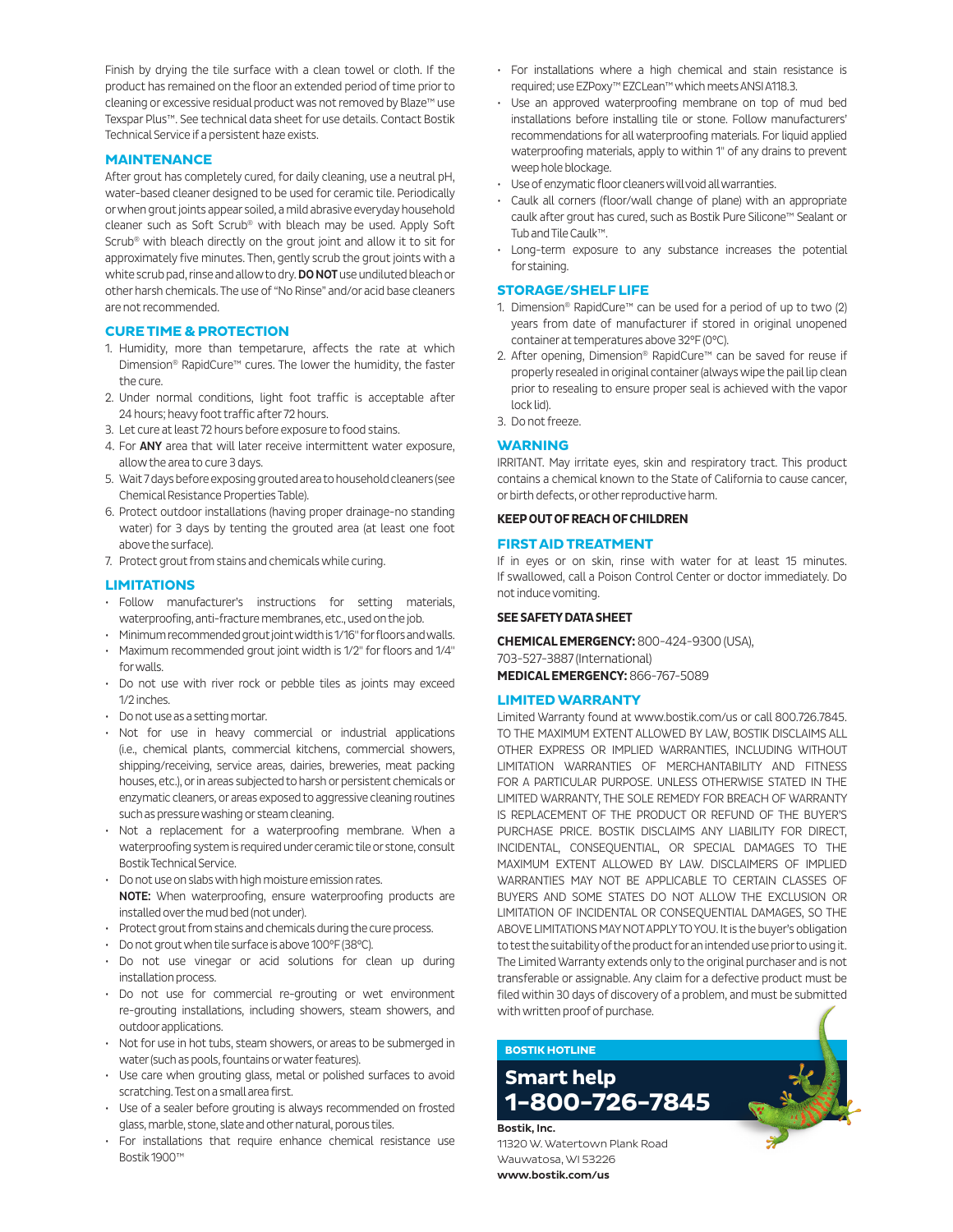Finish by drying the tile surface with a clean towel or cloth. If the product has remained on the floor an extended period of time prior to cleaning or excessive residual product was not removed by Blaze™ use Texspar Plus™. See technical data sheet for use details. Contact Bostik Technical Service if a persistent haze exists.

## MAINTENANCE

After grout has completely cured, for daily cleaning, use a neutral pH, water-based cleaner designed to be used for ceramic tile. Periodically or when grout joints appear soiled, a mild abrasive everyday household cleaner such as Soft Scrub® with bleach may be used. Apply Soft Scrub® with bleach directly on the grout joint and allow it to sit for approximately five minutes. Then, gently scrub the grout joints with a white scrub pad, rinse and allow to dry. **DO NOT** use undiluted bleach or other harsh chemicals. The use of "No Rinse" and/or acid base cleaners are not recommended.

## CURE TIME & PROTECTION

1. Humidity, more than tempetarure, affects the rate at which Dimension® RapidCure™ cures. The lower the humidity, the faster the cure.
2. Under normal conditions, light foot traffic is acceptable after 24 hours; heavy foot traffic after 72 hours.
3. Let cure at least 72 hours before exposure to food stains.
4. For **ANY** area that will later receive intermittent water exposure, allow the area to cure 3 days.
5. Wait 7 days before exposing grouted area to household cleaners (see Chemical Resistance Properties Table).
6. Protect outdoor installations (having proper drainage-no standing water) for 3 days by tenting the grouted area (at least one foot above the surface).
7. Protect grout from stains and chemicals while curing.

## LIMITATIONS

- Follow manufacturer's instructions for setting materials, waterproofing, anti-fracture membranes, etc., used on the job.
- Minimum recommended grout joint width is 1/16" for floors and walls.
- Maximum recommended grout joint width is 1/2" for floors and 1/4" for walls.
- Do not use with river rock or pebble tiles as joints may exceed 1/2 inches.
- Do not use as a setting mortar.
- Not for use in heavy commercial or industrial applications (i.e., chemical plants, commercial kitchens, commercial showers, shipping/receiving, service areas, dairies, breweries, meat packing houses, etc.), or in areas subjected to harsh or persistent chemicals or enzymatic cleaners, or areas exposed to aggressive cleaning routines such as pressure washing or steam cleaning.
- Not a replacement for a waterproofing membrane. When a waterproofing system is required under ceramic tile or stone, consult Bostik Technical Service.
- Do not use on slabs with high moisture emission rates.
  **NOTE:** When waterproofing, ensure waterproofing products are installed over the mud bed (not under).
- Protect grout from stains and chemicals during the cure process.
- Do not grout when tile surface is above 100°F (38°C).
- Do not use vinegar or acid solutions for clean up during installation process.
- Do not use for commercial re-grouting or wet environment re-grouting installations, including showers, steam showers, and outdoor applications.
- Not for use in hot tubs, steam showers, or areas to be submerged in water (such as pools, fountains or water features).
- Use care when grouting glass, metal or polished surfaces to avoid scratching. Test on a small area first.
- Use of a sealer before grouting is always recommended on frosted glass, marble, stone, slate and other natural, porous tiles.
- For installations that require enhance chemical resistance use Bostik 1900™
- For installations where a high chemical and stain resistance is required; use EZPoxy™ EZCLean™ which meets ANSI A118.3.
- Use an approved waterproofing membrane on top of mud bed installations before installing tile or stone. Follow manufacturers' recommendations for all waterproofing materials. For liquid applied waterproofing materials, apply to within 1" of any drains to prevent weep hole blockage.
- Use of enzymatic floor cleaners will void all warranties.
- Caulk all corners (floor/wall change of plane) with an appropriate caulk after grout has cured, such as Bostik Pure Silicone™ Sealant or Tub and Tile Caulk™.
- Long-term exposure to any substance increases the potential for staining.

## STORAGE/SHELF LIFE

1. Dimension® RapidCure™ can be used for a period of up to two (2) years from date of manufacturer if stored in original unopened container at temperatures above 32°F (0°C).
2. After opening, Dimension® RapidCure™ can be saved for reuse if properly resealed in original container (always wipe the pail lip clean prior to resealing to ensure proper seal is achieved with the vapor lock lid).
3. Do not freeze.

## WARNING

IRRITANT. May irritate eyes, skin and respiratory tract. This product contains a chemical known to the State of California to cause cancer, or birth defects, or other reproductive harm.

**KEEP OUT OF REACH OF CHILDREN**

## FIRST AID TREATMENT

If in eyes or on skin, rinse with water for at least 15 minutes. If swallowed, call a Poison Control Center or doctor immediately. Do not induce vomiting.

**SEE SAFETY DATA SHEET**

**CHEMICAL EMERGENCY:** 800-424-9300 (USA), 703-527-3887 (International)
**MEDICAL EMERGENCY:** 866-767-5089

## LIMITED WARRANTY

Limited Warranty found at www.bostik.com/us or call 800.726.7845. TO THE MAXIMUM EXTENT ALLOWED BY LAW, BOSTIK DISCLAIMS ALL OTHER EXPRESS OR IMPLIED WARRANTIES, INCLUDING WITHOUT LIMITATION WARRANTIES OF MERCHANTABILITY AND FITNESS FOR A PARTICULAR PURPOSE. UNLESS OTHERWISE STATED IN THE LIMITED WARRANTY, THE SOLE REMEDY FOR BREACH OF WARRANTY IS REPLACEMENT OF THE PRODUCT OR REFUND OF THE BUYER'S PURCHASE PRICE. BOSTIK DISCLAIMS ANY LIABILITY FOR DIRECT, INCIDENTAL, CONSEQUENTIAL, OR SPECIAL DAMAGES TO THE MAXIMUM EXTENT ALLOWED BY LAW. DISCLAIMERS OF IMPLIED WARRANTIES MAY NOT BE APPLICABLE TO CERTAIN CLASSES OF BUYERS AND SOME STATES DO NOT ALLOW THE EXCLUSION OR LIMITATION OF INCIDENTAL OR CONSEQUENTIAL DAMAGES, SO THE ABOVE LIMITATIONS MAY NOT APPLY TO YOU. It is the buyer's obligation to test the suitability of the product for an intended use prior to using it. The Limited Warranty extends only to the original purchaser and is not transferable or assignable. Any claim for a defective product must be filed within 30 days of discovery of a problem, and must be submitted with written proof of purchase.

**BOSTIK HOTLINE**

**Smart help**
**1-800-726-7845**

**Bostik, Inc.**
11320 W. Watertown Plank Road
Wauwatosa, WI 53226
**www.bostik.com/us**